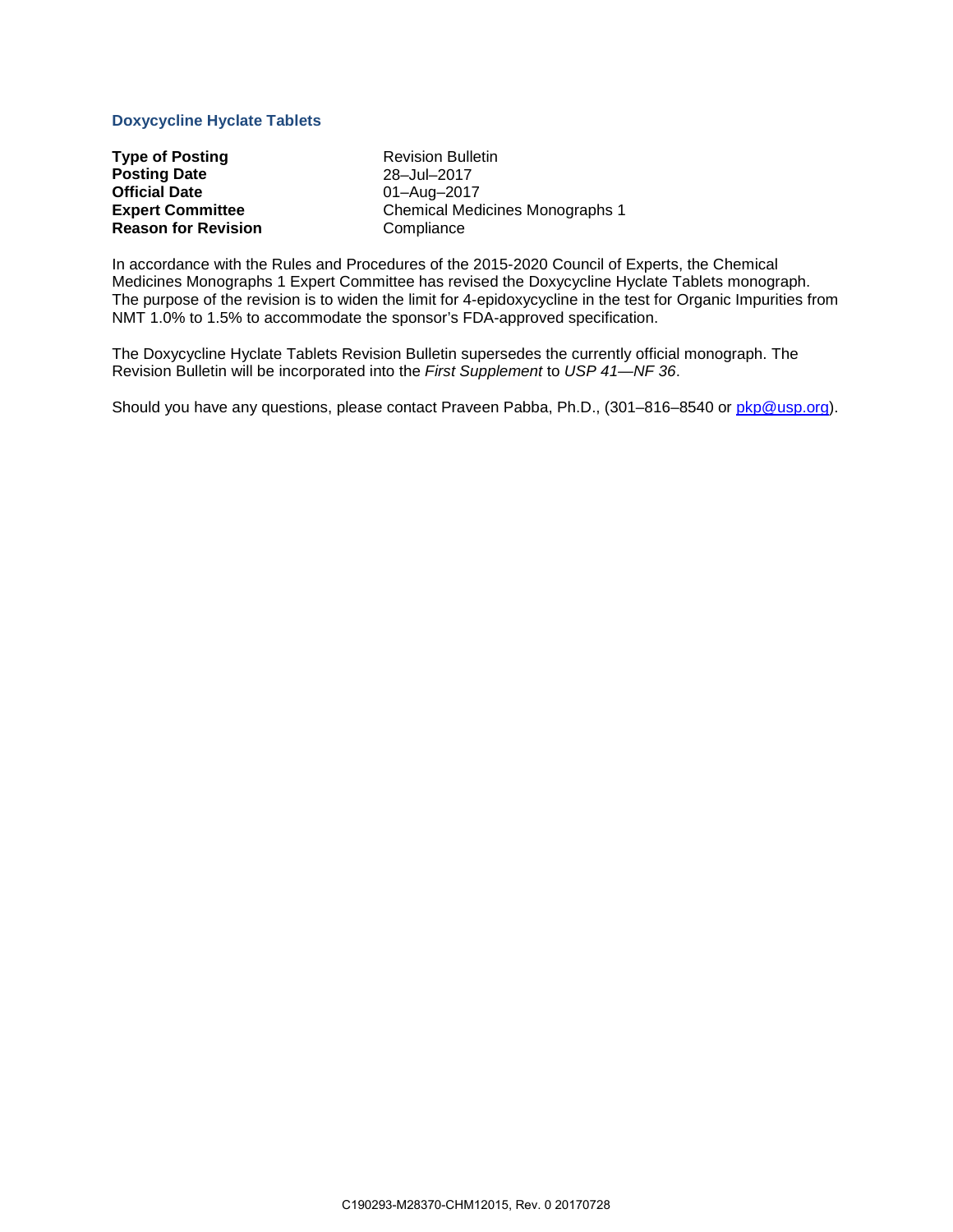## Doxycycline Hyclate Tablets

| | |
|---|---|
| **Type of Posting** | Revision Bulletin |
| **Posting Date** | 28–Jul–2017 |
| **Official Date** | 01–Aug–2017 |
| **Expert Committee** | Chemical Medicines Monographs 1 |
| **Reason for Revision** | Compliance |

In accordance with the Rules and Procedures of the 2015-2020 Council of Experts, the Chemical Medicines Monographs 1 Expert Committee has revised the Doxycycline Hyclate Tablets monograph. The purpose of the revision is to widen the limit for 4-epidoxycycline in the test for Organic Impurities from NMT 1.0% to 1.5% to accommodate the sponsor's FDA-approved specification.

The Doxycycline Hyclate Tablets Revision Bulletin supersedes the currently official monograph. The Revision Bulletin will be incorporated into the *First Supplement* to *USP 41—NF 36*.

Should you have any questions, please contact Praveen Pabba, Ph.D., (301–816–8540 or pkp@usp.org).

C190293-M28370-CHM12015, Rev. 0 20170728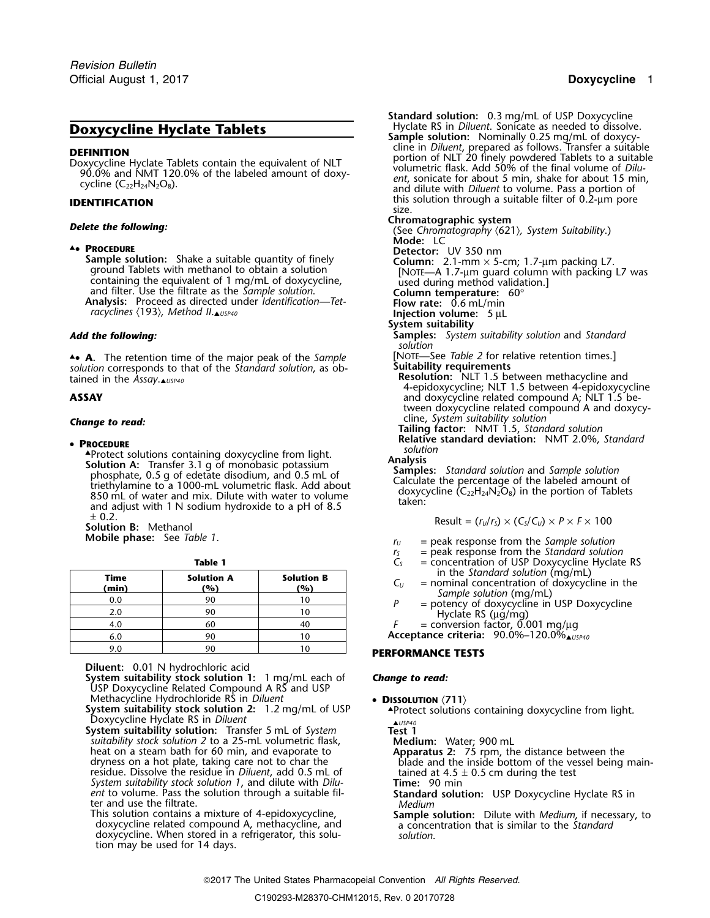# Doxycycline Hyclate Tablets

## DEFINITION

Doxycycline Hyclate Tablets contain the equivalent of NLT 90.0% and NMT 120.0% of the labeled amount of doxycycline ($C_{22}H_{24}N_2O_8$).

## IDENTIFICATION

***Delete the following:***

▲• **PROCEDURE**

**Sample solution:** Shake a suitable quantity of finely ground Tablets with methanol to obtain a solution containing the equivalent of 1 mg/mL of doxycycline, and filter. Use the filtrate as the *Sample solution*.

**Analysis:** Proceed as directed under *Identification—Tetracyclines* 〈193〉, *Method II*.▲USP40

***Add the following:***

▲• **A.** The retention time of the major peak of the *Sample solution* corresponds to that of the *Standard solution*, as obtained in the *Assay*.▲USP40

## ASSAY

***Change to read:***

• **PROCEDURE**

▲Protect solutions containing doxycycline from light.

**Solution A:** Transfer 3.1 g of monobasic potassium phosphate, 0.5 g of edetate disodium, and 0.5 mL of triethylamine to a 1000-mL volumetric flask. Add about 850 mL of water and mix. Dilute with water to volume and adjust with 1 N sodium hydroxide to a pH of 8.5 ± 0.2.

**Solution B:** Methanol

**Mobile phase:** See *Table 1*.

**Table 1**

| Time (min) | Solution A (%) | Solution B (%) |
|---|---|---|
| 0.0 | 90 | 10 |
| 2.0 | 90 | 10 |
| 4.0 | 60 | 40 |
| 6.0 | 90 | 10 |
| 9.0 | 90 | 10 |

**Diluent:** 0.01 N hydrochloric acid

**System suitability stock solution 1:** 1 mg/mL each of USP Doxycycline Related Compound A RS and USP Methacycline Hydrochloride RS in *Diluent*

**System suitability stock solution 2:** 1.2 mg/mL of USP Doxycycline Hyclate RS in *Diluent*

**System suitability solution:** Transfer 5 mL of *System suitability stock solution 2* to a 25-mL volumetric flask, heat on a steam bath for 60 min, and evaporate to dryness on a hot plate, taking care not to char the residue. Dissolve the residue in *Diluent*, add 0.5 mL of *System suitability stock solution 1*, and dilute with *Diluent* to volume. Pass the solution through a suitable filter and use the filtrate.

This solution contains a mixture of 4-epidoxycycline, doxycycline related compound A, methacycline, and doxycycline. When stored in a refrigerator, this solution may be used for 14 days.

**Standard solution:** 0.3 mg/mL of USP Doxycycline Hyclate RS in *Diluent*. Sonicate as needed to dissolve.

**Sample solution:** Nominally 0.25 mg/mL of doxycycline in *Diluent*, prepared as follows. Transfer a suitable portion of NLT 20 finely powdered Tablets to a suitable volumetric flask. Add 50% of the final volume of *Diluent*, sonicate for about 5 min, shake for about 15 min, and dilute with *Diluent* to volume. Pass a portion of this solution through a suitable filter of 0.2-µm pore size.

**Chromatographic system**

(See *Chromatography* 〈621〉, *System Suitability*.)

**Mode:** LC

**Detector:** UV 350 nm

**Column:** 2.1-mm × 5-cm; 1.7-µm packing L7.

[NOTE—A 1.7-µm guard column with packing L7 was used during method validation.]

**Column temperature:** 60°

**Flow rate:** 0.6 mL/min

**Injection volume:** 5 µL

**System suitability**

**Samples:** *System suitability solution* and *Standard solution*

[NOTE—See *Table 2* for relative retention times.]

**Suitability requirements**

**Resolution:** NLT 1.5 between methacycline and 4-epidoxycycline; NLT 1.5 between 4-epidoxycycline and doxycycline related compound A; NLT 1.5 between doxycycline related compound A and doxycycline, *System suitability solution*

**Tailing factor:** NMT 1.5, *Standard solution*

**Relative standard deviation:** NMT 2.0%, *Standard solution*

**Analysis**

**Samples:** *Standard solution* and *Sample solution*

Calculate the percentage of the labeled amount of doxycycline ($C_{22}H_{24}N_2O_8$) in the portion of Tablets taken:

$$\text{Result} = (r_U/r_S) \times (C_S/C_U) \times P \times F \times 100$$

- $r_U$ = peak response from the *Sample solution*
- $r_S$ = peak response from the *Standard solution*
- $C_S$ = concentration of USP Doxycycline Hyclate RS in the *Standard solution* (mg/mL)
- $C_U$ = nominal concentration of doxycycline in the *Sample solution* (mg/mL)
- $P$ = potency of doxycycline in USP Doxycycline Hyclate RS (µg/mg)
- $F$ = conversion factor, 0.001 mg/µg

**Acceptance criteria:** 90.0%–120.0%▲USP40

## PERFORMANCE TESTS

***Change to read:***

• **DISSOLUTION** 〈711〉

▲Protect solutions containing doxycycline from light.▲USP40

**Test 1**

**Medium:** Water; 900 mL

**Apparatus 2:** 75 rpm, the distance between the blade and the inside bottom of the vessel being maintained at 4.5 ± 0.5 cm during the test

**Time:** 90 min

**Standard solution:** USP Doxycycline Hyclate RS in *Medium*

**Sample solution:** Dilute with *Medium*, if necessary, to a concentration that is similar to the *Standard solution*.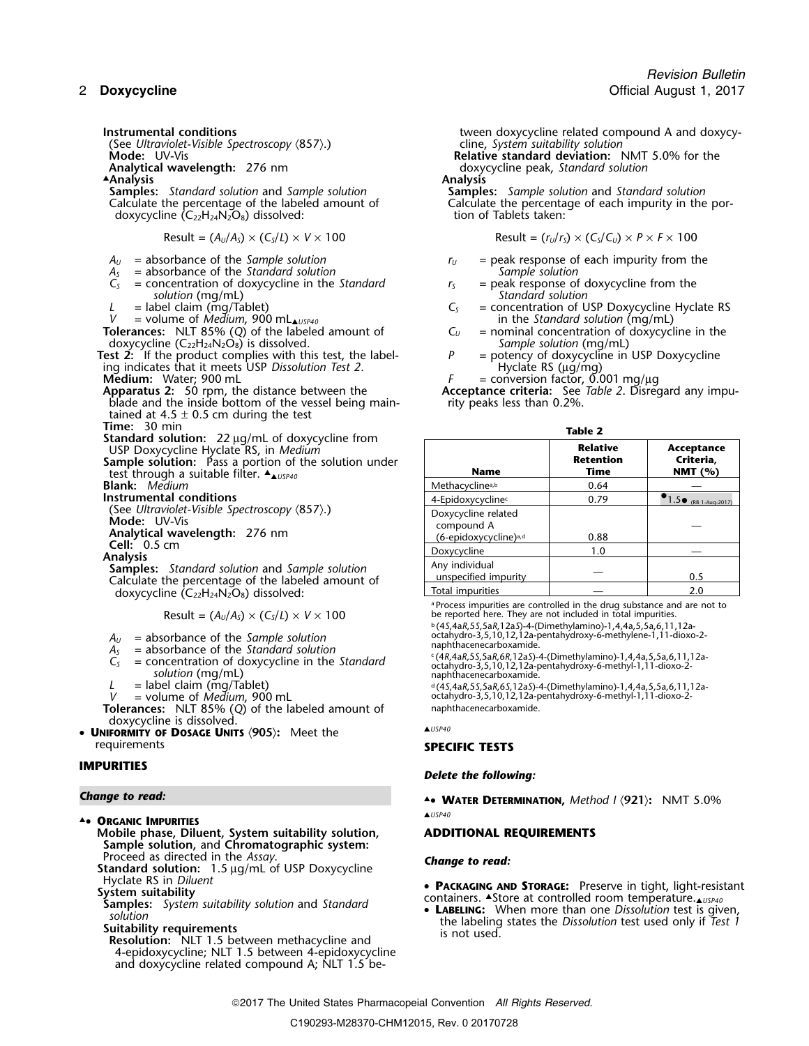**Instrumental conditions**
(See *Ultraviolet-Visible Spectroscopy* ⟨857⟩.)
**Mode:** UV-Vis
**Analytical wavelength:** 276 nm

▲**Analysis**
**Samples:** *Standard solution* and *Sample solution*
Calculate the percentage of the labeled amount of doxycycline ($C_{22}H_{24}N_2O_8$) dissolved:

$$\text{Result} = (A_U/A_S) \times (C_S/L) \times V \times 100$$

$A_U$ = absorbance of the *Sample solution*
$A_S$ = absorbance of the *Standard solution*
$C_S$ = concentration of doxycycline in the *Standard solution* (mg/mL)
$L$ = label claim (mg/Tablet)
$V$ = volume of *Medium*, 900 mL▲USP40

**Tolerances:** NLT 85% (*Q*) of the labeled amount of doxycycline ($C_{22}H_{24}N_2O_8$) is dissolved.

**Test 2:** If the product complies with this test, the labeling indicates that it meets USP *Dissolution Test 2.*
**Medium:** Water; 900 mL
**Apparatus 2:** 50 rpm, the distance between the blade and the inside bottom of the vessel being maintained at 4.5 ± 0.5 cm during the test
**Time:** 30 min
**Standard solution:** 22 µg/mL of doxycycline from USP Doxycycline Hyclate RS, in *Medium*
**Sample solution:** Pass a portion of the solution under test through a suitable filter. ▲▲USP40
**Blank:** *Medium*
**Instrumental conditions**
(See *Ultraviolet-Visible Spectroscopy* ⟨857⟩.)
**Mode:** UV-Vis
**Analytical wavelength:** 276 nm
**Cell:** 0.5 cm
**Analysis**
**Samples:** *Standard solution* and *Sample solution*
Calculate the percentage of the labeled amount of doxycycline ($C_{22}H_{24}N_2O_8$) dissolved:

$$\text{Result} = (A_U/A_S) \times (C_S/L) \times V \times 100$$

$A_U$ = absorbance of the *Sample solution*
$A_S$ = absorbance of the *Standard solution*
$C_S$ = concentration of doxycycline in the *Standard solution* (mg/mL)
$L$ = label claim (mg/Tablet)
$V$ = volume of *Medium*, 900 mL

**Tolerances:** NLT 85% (*Q*) of the labeled amount of doxycycline is dissolved.

• **Uniformity of Dosage Units** ⟨905⟩: Meet the requirements

## IMPURITIES

*Change to read:*

▲• **Organic Impurities**
**Mobile phase, Diluent, System suitability solution, Sample solution,** and **Chromatographic system:** Proceed as directed in the *Assay*.
**Standard solution:** 1.5 µg/mL of USP Doxycycline Hyclate RS in *Diluent*
**System suitability**
**Samples:** *System suitability solution* and *Standard solution*
**Suitability requirements**
**Resolution:** NLT 1.5 between methacycline and 4-epidoxycycline; NLT 1.5 between 4-epidoxycycline and doxycycline related compound A; NLT 1.5 between doxycycline related compound A and doxycycline, *System suitability solution*
**Relative standard deviation:** NMT 5.0% for the doxycycline peak, *Standard solution*
**Analysis**
**Samples:** *Sample solution* and *Standard solution*
Calculate the percentage of each impurity in the portion of Tablets taken:

$$\text{Result} = (r_U/r_S) \times (C_S/C_U) \times P \times F \times 100$$

$r_U$ = peak response of each impurity from the *Sample solution*
$r_S$ = peak response of doxycycline from the *Standard solution*
$C_S$ = concentration of USP Doxycycline Hyclate RS in the *Standard solution* (mg/mL)
$C_U$ = nominal concentration of doxycycline in the *Sample solution* (mg/mL)
$P$ = potency of doxycycline in USP Doxycycline Hyclate RS (µg/mg)
$F$ = conversion factor, 0.001 mg/µg

**Acceptance criteria:** See *Table 2*. Disregard any impurity peaks less than 0.2%.

**Table 2**

| Name | Relative Retention Time | Acceptance Criteria, NMT (%) |
|---|---|---|
| Methacycline[a,b] | 0.64 | — |
| 4-Epidoxycycline[c] | 0.79 | •1.5• (RB 1-Aug-2017) |
| Doxycycline related compound A (6-epidoxycycline)[a,d] | 0.88 | — |
| Doxycycline | 1.0 | — |
| Any individual unspecified impurity | — | 0.5 |
| Total impurities | — | 2.0 |

[a] Process impurities are controlled in the drug substance and are not to be reported here. They are not included in total impurities.
[b] (4*S*,4a*R*,5*S*,5a*R*,12a*S*)-4-(Dimethylamino)-1,4,4a,5,5a,6,11,12a-octahydro-3,5,10,12,12a-pentahydroxy-6-methylene-1,11-dioxo-2-naphthacenecarboxamide.
[c] (4*R*,4a*R*,5*S*,5a*R*,6*R*,12a*S*)-4-(Dimethylamino)-1,4,4a,5,5a,6,11,12a-octahydro-3,5,10,12,12a-pentahydroxy-6-methyl-1,11-dioxo-2-naphthacenecarboxamide.
[d] (4*S*,4a*R*,5*S*,5a*R*,6*S*,12a*S*)-4-(Dimethylamino)-1,4,4a,5,5a,6,11,12a-octahydro-3,5,10,12,12a-pentahydroxy-6-methyl-1,11-dioxo-2-naphthacenecarboxamide.

▲USP40

## SPECIFIC TESTS

*Delete the following:*

▲• **Water Determination,** *Method I* ⟨921⟩: NMT 5.0%
▲USP40

## ADDITIONAL REQUIREMENTS

*Change to read:*

• **Packaging and Storage:** Preserve in tight, light-resistant containers. ▲Store at controlled room temperature.▲USP40
• **Labeling:** When more than one *Dissolution* test is given, the labeling states the *Dissolution* test used only if *Test 1* is not used.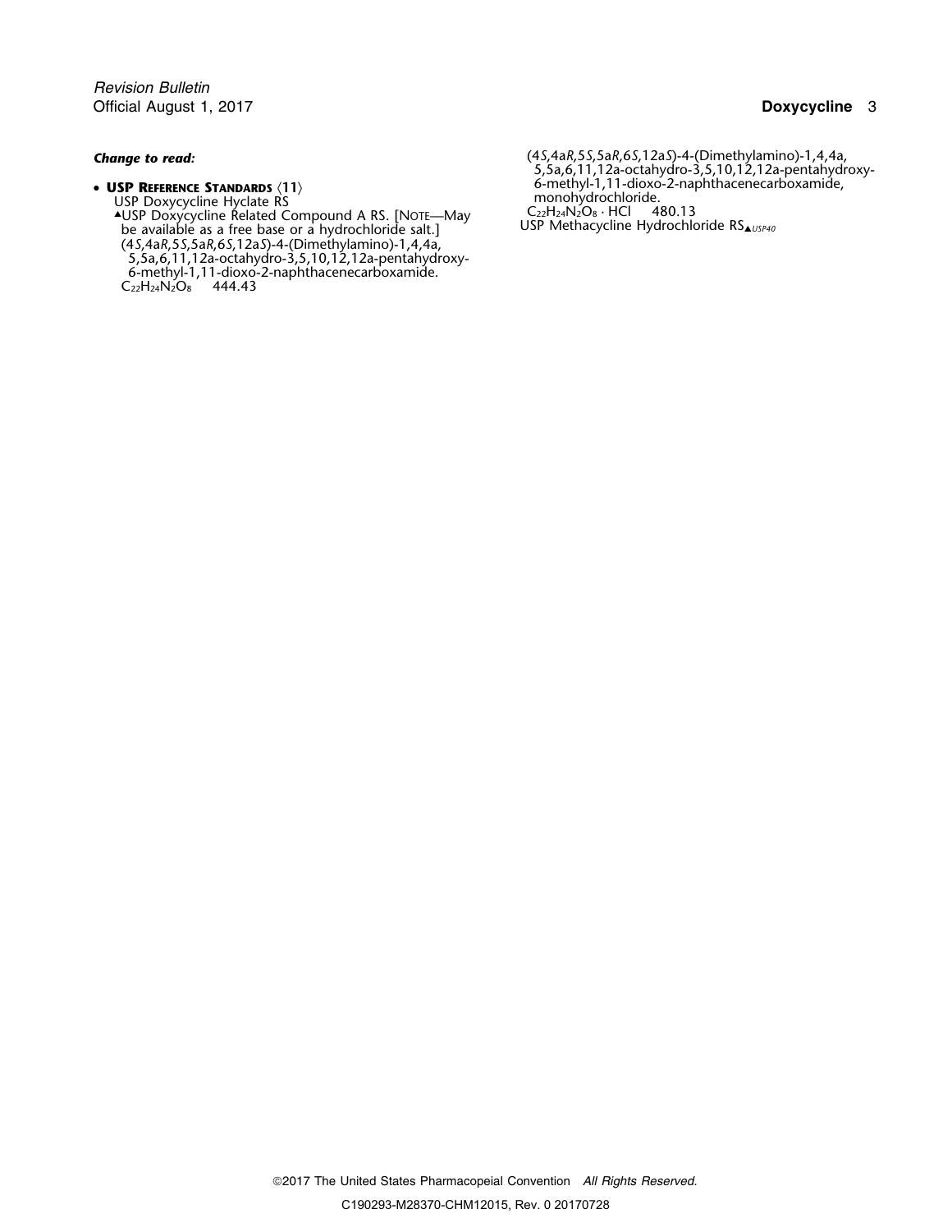***Change to read:***

- **USP Reference Standards** ⟨11⟩

  USP Doxycycline Hyclate RS

  ▲USP Doxycycline Related Compound A RS. [Note—May be available as a free base or a hydrochloride salt.]

  (4*S*,4a*R*,5*S*,5a*R*,6*S*,12a*S*)-4-(Dimethylamino)-1,4,4a,5,5a,6,11,12a-octahydro-3,5,10,12,12a-pentahydroxy-6-methyl-1,11-dioxo-2-naphthacenecarboxamide.

  $C_{22}H_{24}N_2O_8$ 444.43

  (4*S*,4a*R*,5*S*,5a*R*,6*S*,12a*S*)-4-(Dimethylamino)-1,4,4a,5,5a,6,11,12a-octahydro-3,5,10,12,12a-pentahydroxy-6-methyl-1,11-dioxo-2-naphthacenecarboxamide, monohydrochloride.

  $C_{22}H_{24}N_2O_8 \cdot HCl$ 480.13

  USP Methacycline Hydrochloride RS▲USP40